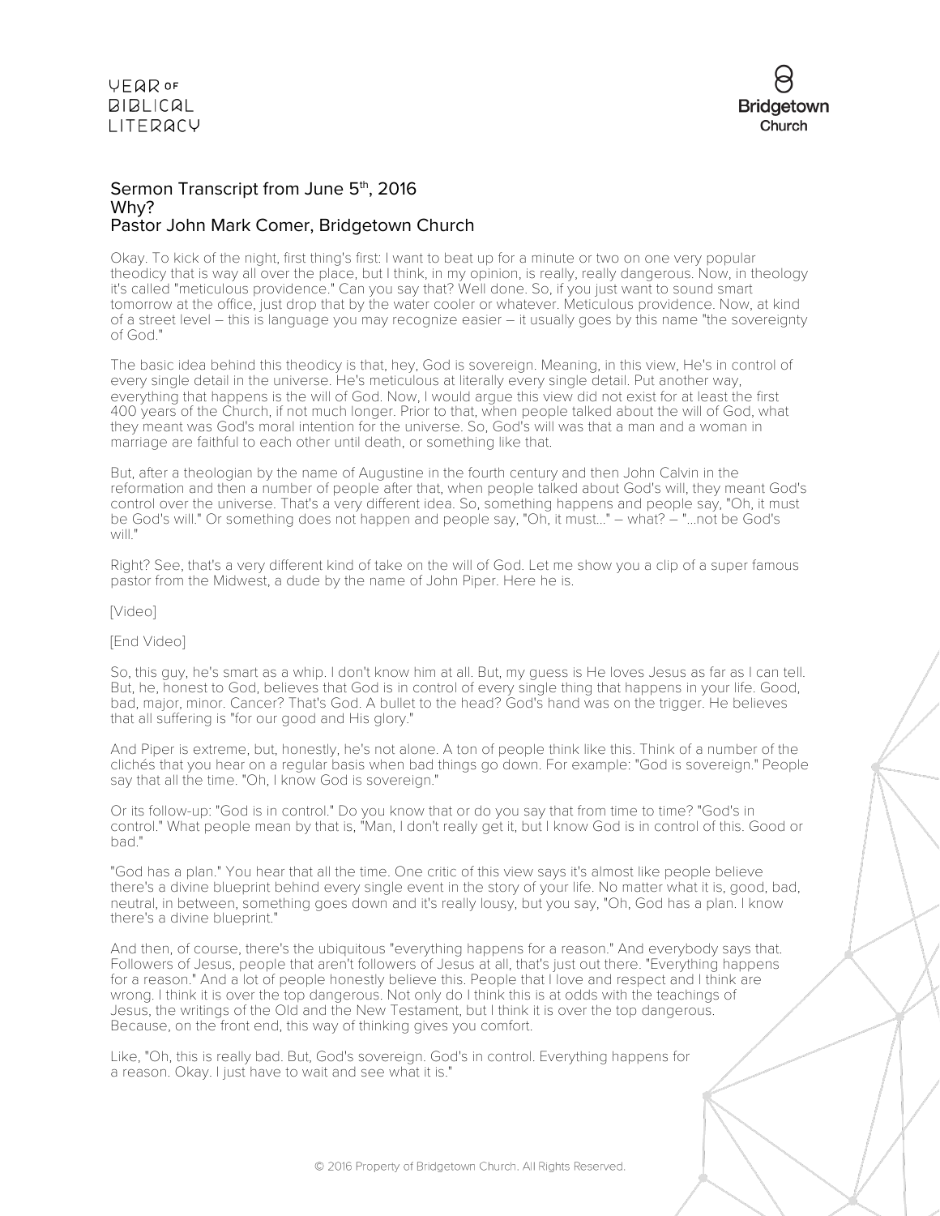## Sermon Transcript from June 5th, 2016
## Why?
## Pastor John Mark Comer, Bridgetown Church

Okay. To kick of the night, first thing's first: I want to beat up for a minute or two on one very popular theodicy that is way all over the place, but I think, in my opinion, is really, really dangerous. Now, in theology it's called "meticulous providence." Can you say that? Well done. So, if you just want to sound smart tomorrow at the office, just drop that by the water cooler or whatever. Meticulous providence. Now, at kind of a street level – this is language you may recognize easier – it usually goes by this name "the sovereignty of God."

The basic idea behind this theodicy is that, hey, God is sovereign. Meaning, in this view, He's in control of every single detail in the universe. He's meticulous at literally every single detail. Put another way, everything that happens is the will of God. Now, I would argue this view did not exist for at least the first 400 years of the Church, if not much longer. Prior to that, when people talked about the will of God, what they meant was God's moral intention for the universe. So, God's will was that a man and a woman in marriage are faithful to each other until death, or something like that.

But, after a theologian by the name of Augustine in the fourth century and then John Calvin in the reformation and then a number of people after that, when people talked about God's will, they meant God's control over the universe. That's a very different idea. So, something happens and people say, "Oh, it must be God's will." Or something does not happen and people say, "Oh, it must..." – what? – "...not be God's will."

Right? See, that's a very different kind of take on the will of God. Let me show you a clip of a super famous pastor from the Midwest, a dude by the name of John Piper. Here he is.

[Video]

[End Video]

So, this guy, he's smart as a whip. I don't know him at all. But, my guess is He loves Jesus as far as I can tell. But, he, honest to God, believes that God is in control of every single thing that happens in your life. Good, bad, major, minor. Cancer? That's God. A bullet to the head? God's hand was on the trigger. He believes that all suffering is "for our good and His glory."

And Piper is extreme, but, honestly, he's not alone. A ton of people think like this. Think of a number of the clichés that you hear on a regular basis when bad things go down. For example: "God is sovereign." People say that all the time. "Oh, I know God is sovereign."

Or its follow-up: "God is in control." Do you know that or do you say that from time to time? "God's in control." What people mean by that is, "Man, I don't really get it, but I know God is in control of this. Good or bad."

"God has a plan." You hear that all the time. One critic of this view says it's almost like people believe there's a divine blueprint behind every single event in the story of your life. No matter what it is, good, bad, neutral, in between, something goes down and it's really lousy, but you say, "Oh, God has a plan. I know there's a divine blueprint."

And then, of course, there's the ubiquitous "everything happens for a reason." And everybody says that. Followers of Jesus, people that aren't followers of Jesus at all, that's just out there. "Everything happens for a reason." And a lot of people honestly believe this. People that I love and respect and I think are wrong. I think it is over the top dangerous. Not only do I think this is at odds with the teachings of Jesus, the writings of the Old and the New Testament, but I think it is over the top dangerous. Because, on the front end, this way of thinking gives you comfort.

Like, "Oh, this is really bad. But, God's sovereign. God's in control. Everything happens for a reason. Okay. I just have to wait and see what it is."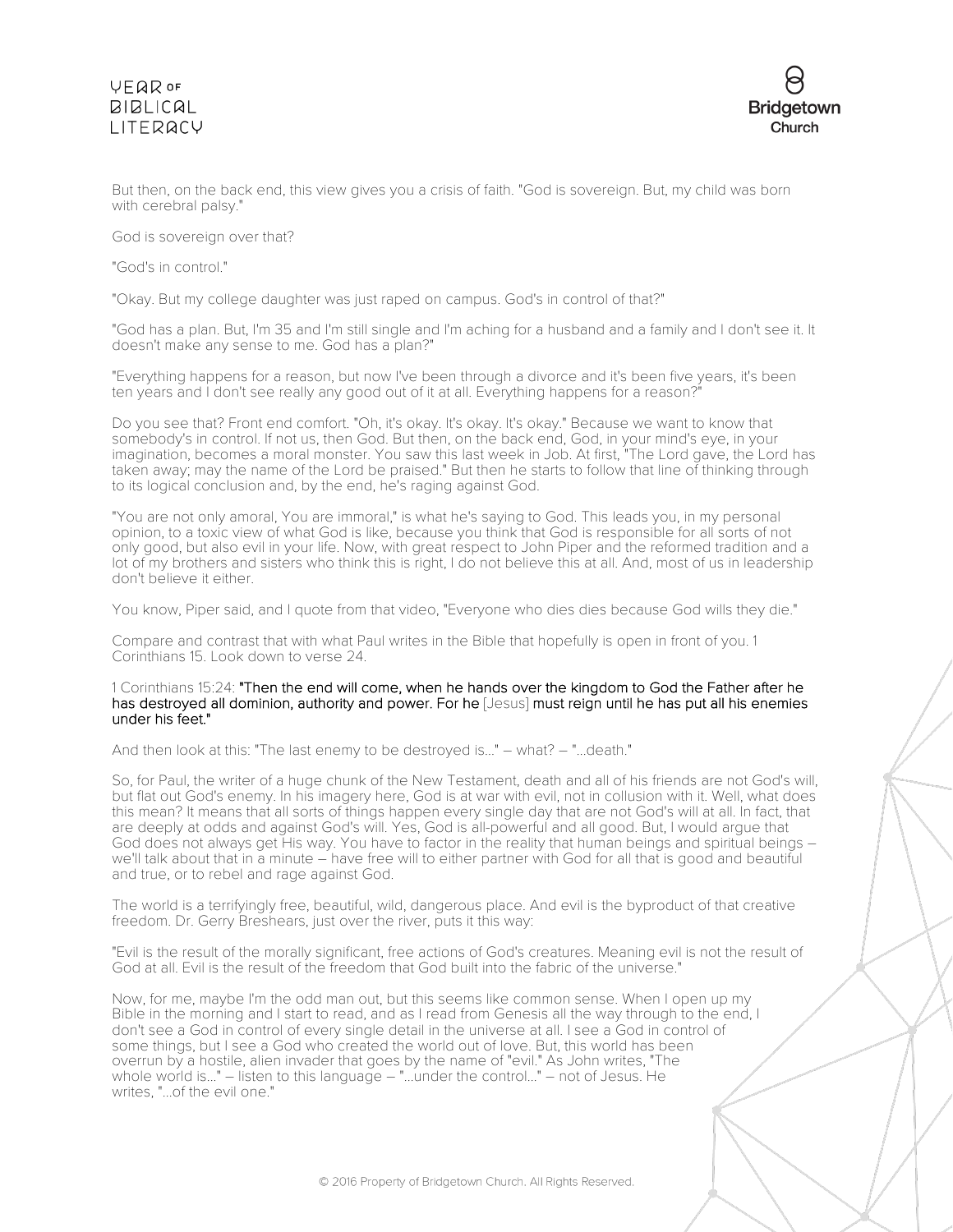But then, on the back end, this view gives you a crisis of faith. "God is sovereign. But, my child was born with cerebral palsy."

God is sovereign over that?

"God's in control."

"Okay. But my college daughter was just raped on campus. God's in control of that?"

"God has a plan. But, I'm 35 and I'm still single and I'm aching for a husband and a family and I don't see it. It doesn't make any sense to me. God has a plan?"

"Everything happens for a reason, but now I've been through a divorce and it's been five years, it's been ten years and I don't see really any good out of it at all. Everything happens for a reason?"

Do you see that? Front end comfort. "Oh, it's okay. It's okay. It's okay." Because we want to know that somebody's in control. If not us, then God. But then, on the back end, God, in your mind's eye, in your imagination, becomes a moral monster. You saw this last week in Job. At first, "The Lord gave, the Lord has taken away; may the name of the Lord be praised." But then he starts to follow that line of thinking through to its logical conclusion and, by the end, he's raging against God.

"You are not only amoral, You are immoral," is what he's saying to God. This leads you, in my personal opinion, to a toxic view of what God is like, because you think that God is responsible for all sorts of not only good, but also evil in your life. Now, with great respect to John Piper and the reformed tradition and a lot of my brothers and sisters who think this is right, I do not believe this at all. And, most of us in leadership don't believe it either.

You know, Piper said, and I quote from that video, "Everyone who dies dies because God wills they die."

Compare and contrast that with what Paul writes in the Bible that hopefully is open in front of you. 1 Corinthians 15. Look down to verse 24.

1 Corinthians 15:24: "Then the end will come, when he hands over the kingdom to God the Father after he has destroyed all dominion, authority and power. For he [Jesus] must reign until he has put all his enemies under his feet."

And then look at this: "The last enemy to be destroyed is..." – what? – "...death."

So, for Paul, the writer of a huge chunk of the New Testament, death and all of his friends are not God's will, but flat out God's enemy. In his imagery here, God is at war with evil, not in collusion with it. Well, what does this mean? It means that all sorts of things happen every single day that are not God's will at all. In fact, that are deeply at odds and against God's will. Yes, God is all-powerful and all good. But, I would argue that God does not always get His way. You have to factor in the reality that human beings and spiritual beings – we'll talk about that in a minute – have free will to either partner with God for all that is good and beautiful and true, or to rebel and rage against God.

The world is a terrifyingly free, beautiful, wild, dangerous place. And evil is the byproduct of that creative freedom. Dr. Gerry Breshears, just over the river, puts it this way:

"Evil is the result of the morally significant, free actions of God's creatures. Meaning evil is not the result of God at all. Evil is the result of the freedom that God built into the fabric of the universe."

Now, for me, maybe I'm the odd man out, but this seems like common sense. When I open up my Bible in the morning and I start to read, and as I read from Genesis all the way through to the end, I don't see a God in control of every single detail in the universe at all. I see a God in control of some things, but I see a God who created the world out of love. But, this world has been overrun by a hostile, alien invader that goes by the name of "evil." As John writes, "The whole world is..." – listen to this language – "...under the control..." – not of Jesus. He writes, "...of the evil one."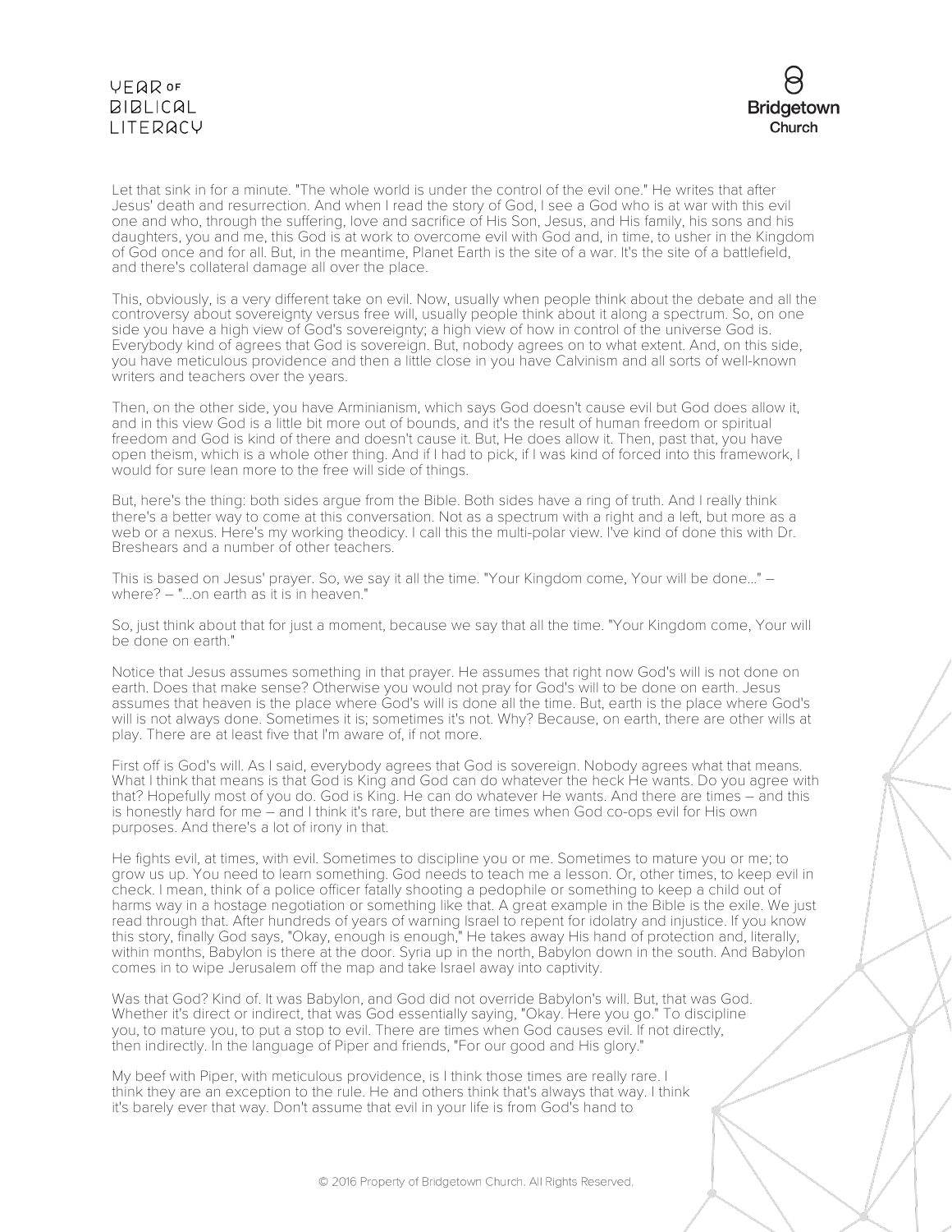Let that sink in for a minute. "The whole world is under the control of the evil one." He writes that after Jesus' death and resurrection. And when I read the story of God, I see a God who is at war with this evil one and who, through the suffering, love and sacrifice of His Son, Jesus, and His family, his sons and his daughters, you and me, this God is at work to overcome evil with God and, in time, to usher in the Kingdom of God once and for all. But, in the meantime, Planet Earth is the site of a war. It's the site of a battlefield, and there's collateral damage all over the place.

This, obviously, is a very different take on evil. Now, usually when people think about the debate and all the controversy about sovereignty versus free will, usually people think about it along a spectrum. So, on one side you have a high view of God's sovereignty; a high view of how in control of the universe God is. Everybody kind of agrees that God is sovereign. But, nobody agrees on to what extent. And, on this side, you have meticulous providence and then a little close in you have Calvinism and all sorts of well-known writers and teachers over the years.

Then, on the other side, you have Arminianism, which says God doesn't cause evil but God does allow it, and in this view God is a little bit more out of bounds, and it's the result of human freedom or spiritual freedom and God is kind of there and doesn't cause it. But, He does allow it. Then, past that, you have open theism, which is a whole other thing. And if I had to pick, if I was kind of forced into this framework, I would for sure lean more to the free will side of things.

But, here's the thing: both sides argue from the Bible. Both sides have a ring of truth. And I really think there's a better way to come at this conversation. Not as a spectrum with a right and a left, but more as a web or a nexus. Here's my working theodicy. I call this the multi-polar view. I've kind of done this with Dr. Breshears and a number of other teachers.

This is based on Jesus' prayer. So, we say it all the time. "Your Kingdom come, Your will be done..." – where? – "...on earth as it is in heaven."

So, just think about that for just a moment, because we say that all the time. "Your Kingdom come, Your will be done on earth."

Notice that Jesus assumes something in that prayer. He assumes that right now God's will is not done on earth. Does that make sense? Otherwise you would not pray for God's will to be done on earth. Jesus assumes that heaven is the place where God's will is done all the time. But, earth is the place where God's will is not always done. Sometimes it is; sometimes it's not. Why? Because, on earth, there are other wills at play. There are at least five that I'm aware of, if not more.

First off is God's will. As I said, everybody agrees that God is sovereign. Nobody agrees what that means. What I think that means is that God is King and God can do whatever the heck He wants. Do you agree with that? Hopefully most of you do. God is King. He can do whatever He wants. And there are times – and this is honestly hard for me – and I think it's rare, but there are times when God co-ops evil for His own purposes. And there's a lot of irony in that.

He fights evil, at times, with evil. Sometimes to discipline you or me. Sometimes to mature you or me; to grow us up. You need to learn something. God needs to teach me a lesson. Or, other times, to keep evil in check. I mean, think of a police officer fatally shooting a pedophile or something to keep a child out of harms way in a hostage negotiation or something like that. A great example in the Bible is the exile. We just read through that. After hundreds of years of warning Israel to repent for idolatry and injustice. If you know this story, finally God says, "Okay, enough is enough," He takes away His hand of protection and, literally, within months, Babylon is there at the door. Syria up in the north, Babylon down in the south. And Babylon comes in to wipe Jerusalem off the map and take Israel away into captivity.

Was that God? Kind of. It was Babylon, and God did not override Babylon's will. But, that was God. Whether it's direct or indirect, that was God essentially saying, "Okay. Here you go." To discipline you, to mature you, to put a stop to evil. There are times when God causes evil. If not directly, then indirectly. In the language of Piper and friends, "For our good and His glory."

My beef with Piper, with meticulous providence, is I think those times are really rare. I think they are an exception to the rule. He and others think that's always that way. I think it's barely ever that way. Don't assume that evil in your life is from God's hand to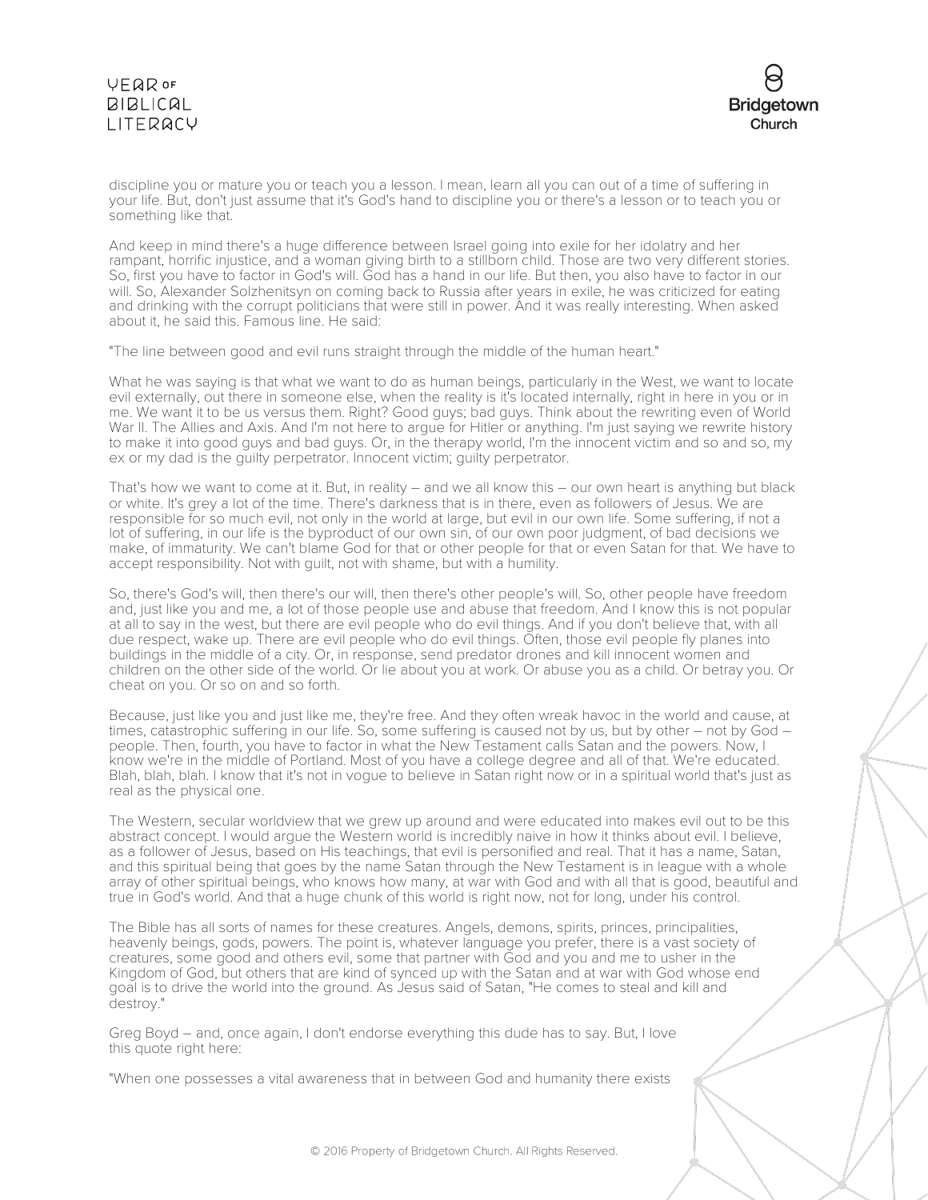discipline you or mature you or teach you a lesson. I mean, learn all you can out of a time of suffering in your life. But, don't just assume that it's God's hand to discipline you or there's a lesson or to teach you or something like that.

And keep in mind there's a huge difference between Israel going into exile for her idolatry and her rampant, horrific injustice, and a woman giving birth to a stillborn child. Those are two very different stories. So, first you have to factor in God's will. God has a hand in our life. But then, you also have to factor in our will. So, Alexander Solzhenitsyn on coming back to Russia after years in exile, he was criticized for eating and drinking with the corrupt politicians that were still in power. And it was really interesting. When asked about it, he said this. Famous line. He said:

"The line between good and evil runs straight through the middle of the human heart."

What he was saying is that what we want to do as human beings, particularly in the West, we want to locate evil externally, out there in someone else, when the reality is it's located internally, right in here in you or in me. We want it to be us versus them. Right? Good guys; bad guys. Think about the rewriting even of World War II. The Allies and Axis. And I'm not here to argue for Hitler or anything. I'm just saying we rewrite history to make it into good guys and bad guys. Or, in the therapy world, I'm the innocent victim and so and so, my ex or my dad is the guilty perpetrator. Innocent victim; guilty perpetrator.

That's how we want to come at it. But, in reality – and we all know this – our own heart is anything but black or white. It's grey a lot of the time. There's darkness that is in there, even as followers of Jesus. We are responsible for so much evil, not only in the world at large, but evil in our own life. Some suffering, if not a lot of suffering, in our life is the byproduct of our own sin, of our own poor judgment, of bad decisions we make, of immaturity. We can't blame God for that or other people for that or even Satan for that. We have to accept responsibility. Not with guilt, not with shame, but with a humility.

So, there's God's will, then there's our will, then there's other people's will. So, other people have freedom and, just like you and me, a lot of those people use and abuse that freedom. And I know this is not popular at all to say in the west, but there are evil people who do evil things. And if you don't believe that, with all due respect, wake up. There are evil people who do evil things. Often, those evil people fly planes into buildings in the middle of a city. Or, in response, send predator drones and kill innocent women and children on the other side of the world. Or lie about you at work. Or abuse you as a child. Or betray you. Or cheat on you. Or so on and so forth.

Because, just like you and just like me, they're free. And they often wreak havoc in the world and cause, at times, catastrophic suffering in our life. So, some suffering is caused not by us, but by other – not by God – people. Then, fourth, you have to factor in what the New Testament calls Satan and the powers. Now, I know we're in the middle of Portland. Most of you have a college degree and all of that. We're educated. Blah, blah, blah. I know that it's not in vogue to believe in Satan right now or in a spiritual world that's just as real as the physical one.

The Western, secular worldview that we grew up around and were educated into makes evil out to be this abstract concept. I would argue the Western world is incredibly naive in how it thinks about evil. I believe, as a follower of Jesus, based on His teachings, that evil is personified and real. That it has a name, Satan, and this spiritual being that goes by the name Satan through the New Testament is in league with a whole array of other spiritual beings, who knows how many, at war with God and with all that is good, beautiful and true in God's world. And that a huge chunk of this world is right now, not for long, under his control.

The Bible has all sorts of names for these creatures. Angels, demons, spirits, princes, principalities, heavenly beings, gods, powers. The point is, whatever language you prefer, there is a vast society of creatures, some good and others evil, some that partner with God and you and me to usher in the Kingdom of God, but others that are kind of synced up with the Satan and at war with God whose end goal is to drive the world into the ground. As Jesus said of Satan, "He comes to steal and kill and destroy."

Greg Boyd – and, once again, I don't endorse everything this dude has to say. But, I love this quote right here:

"When one possesses a vital awareness that in between God and humanity there exists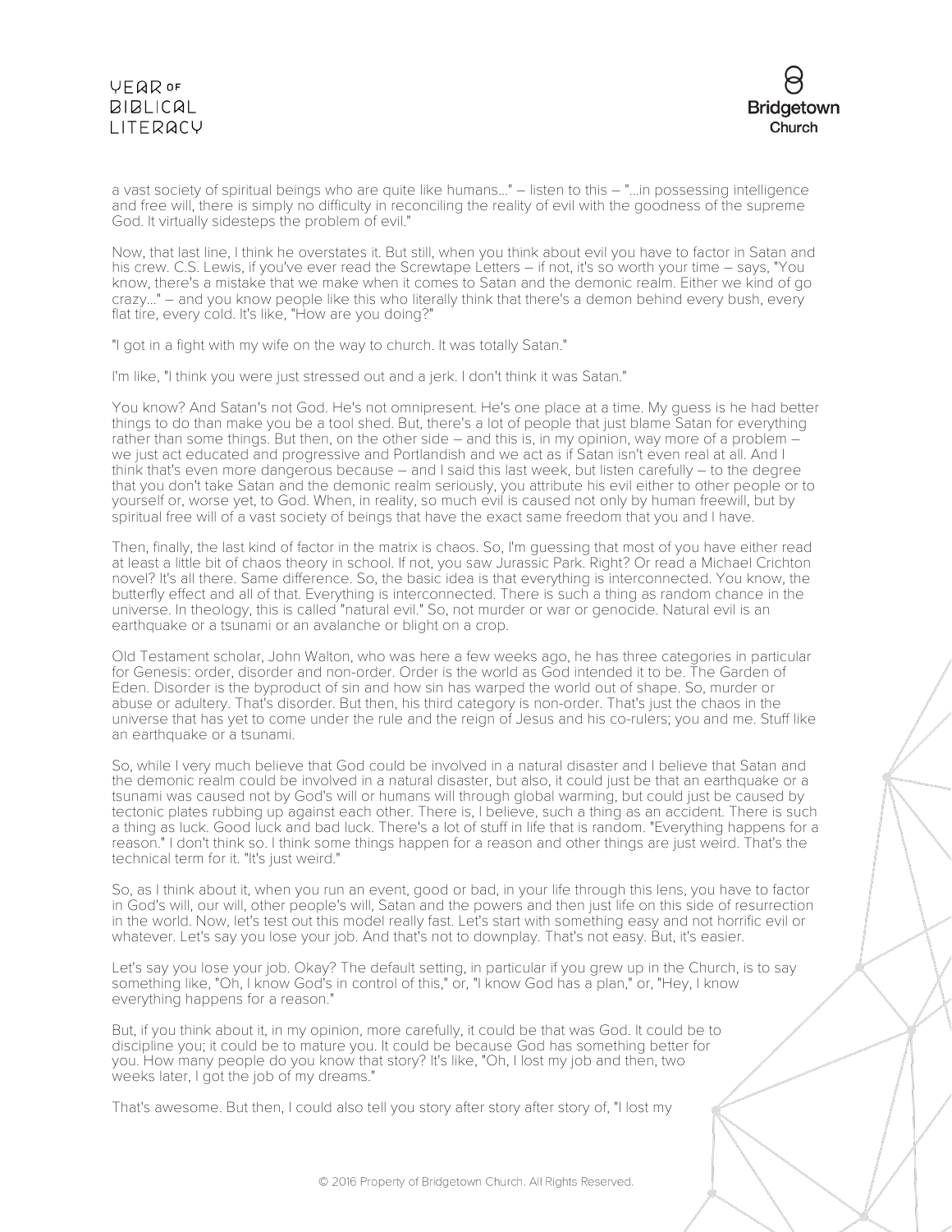a vast society of spiritual beings who are quite like humans..." – listen to this – "...in possessing intelligence and free will, there is simply no difficulty in reconciling the reality of evil with the goodness of the supreme God. It virtually sidesteps the problem of evil."

Now, that last line, I think he overstates it. But still, when you think about evil you have to factor in Satan and his crew. C.S. Lewis, if you've ever read the Screwtape Letters – if not, it's so worth your time – says, "You know, there's a mistake that we make when it comes to Satan and the demonic realm. Either we kind of go crazy..." – and you know people like this who literally think that there's a demon behind every bush, every flat tire, every cold. It's like, "How are you doing?"

"I got in a fight with my wife on the way to church. It was totally Satan."

I'm like, "I think you were just stressed out and a jerk. I don't think it was Satan."

You know? And Satan's not God. He's not omnipresent. He's one place at a time. My guess is he had better things to do than make you be a tool shed. But, there's a lot of people that just blame Satan for everything rather than some things. But then, on the other side – and this is, in my opinion, way more of a problem – we just act educated and progressive and Portlandish and we act as if Satan isn't even real at all. And I think that's even more dangerous because – and I said this last week, but listen carefully – to the degree that you don't take Satan and the demonic realm seriously, you attribute his evil either to other people or to yourself or, worse yet, to God. When, in reality, so much evil is caused not only by human freewill, but by spiritual free will of a vast society of beings that have the exact same freedom that you and I have.

Then, finally, the last kind of factor in the matrix is chaos. So, I'm guessing that most of you have either read at least a little bit of chaos theory in school. If not, you saw Jurassic Park. Right? Or read a Michael Crichton novel? It's all there. Same difference. So, the basic idea is that everything is interconnected. You know, the butterfly effect and all of that. Everything is interconnected. There is such a thing as random chance in the universe. In theology, this is called "natural evil." So, not murder or war or genocide. Natural evil is an earthquake or a tsunami or an avalanche or blight on a crop.

Old Testament scholar, John Walton, who was here a few weeks ago, he has three categories in particular for Genesis: order, disorder and non-order. Order is the world as God intended it to be. The Garden of Eden. Disorder is the byproduct of sin and how sin has warped the world out of shape. So, murder or abuse or adultery. That's disorder. But then, his third category is non-order. That's just the chaos in the universe that has yet to come under the rule and the reign of Jesus and his co-rulers; you and me. Stuff like an earthquake or a tsunami.

So, while I very much believe that God could be involved in a natural disaster and I believe that Satan and the demonic realm could be involved in a natural disaster, but also, it could just be that an earthquake or a tsunami was caused not by God's will or humans will through global warming, but could just be caused by tectonic plates rubbing up against each other. There is, I believe, such a thing as an accident. There is such a thing as luck. Good luck and bad luck. There's a lot of stuff in life that is random. "Everything happens for a reason." I don't think so. I think some things happen for a reason and other things are just weird. That's the technical term for it. "It's just weird."

So, as I think about it, when you run an event, good or bad, in your life through this lens, you have to factor in God's will, our will, other people's will, Satan and the powers and then just life on this side of resurrection in the world. Now, let's test out this model really fast. Let's start with something easy and not horrific evil or whatever. Let's say you lose your job. And that's not to downplay. That's not easy. But, it's easier.

Let's say you lose your job. Okay? The default setting, in particular if you grew up in the Church, is to say something like, "Oh, I know God's in control of this," or, "I know God has a plan," or, "Hey, I know everything happens for a reason."

But, if you think about it, in my opinion, more carefully, it could be that was God. It could be to discipline you; it could be to mature you. It could be because God has something better for you. How many people do you know that story? It's like, "Oh, I lost my job and then, two weeks later, I got the job of my dreams."

That's awesome. But then, I could also tell you story after story after story of, "I lost my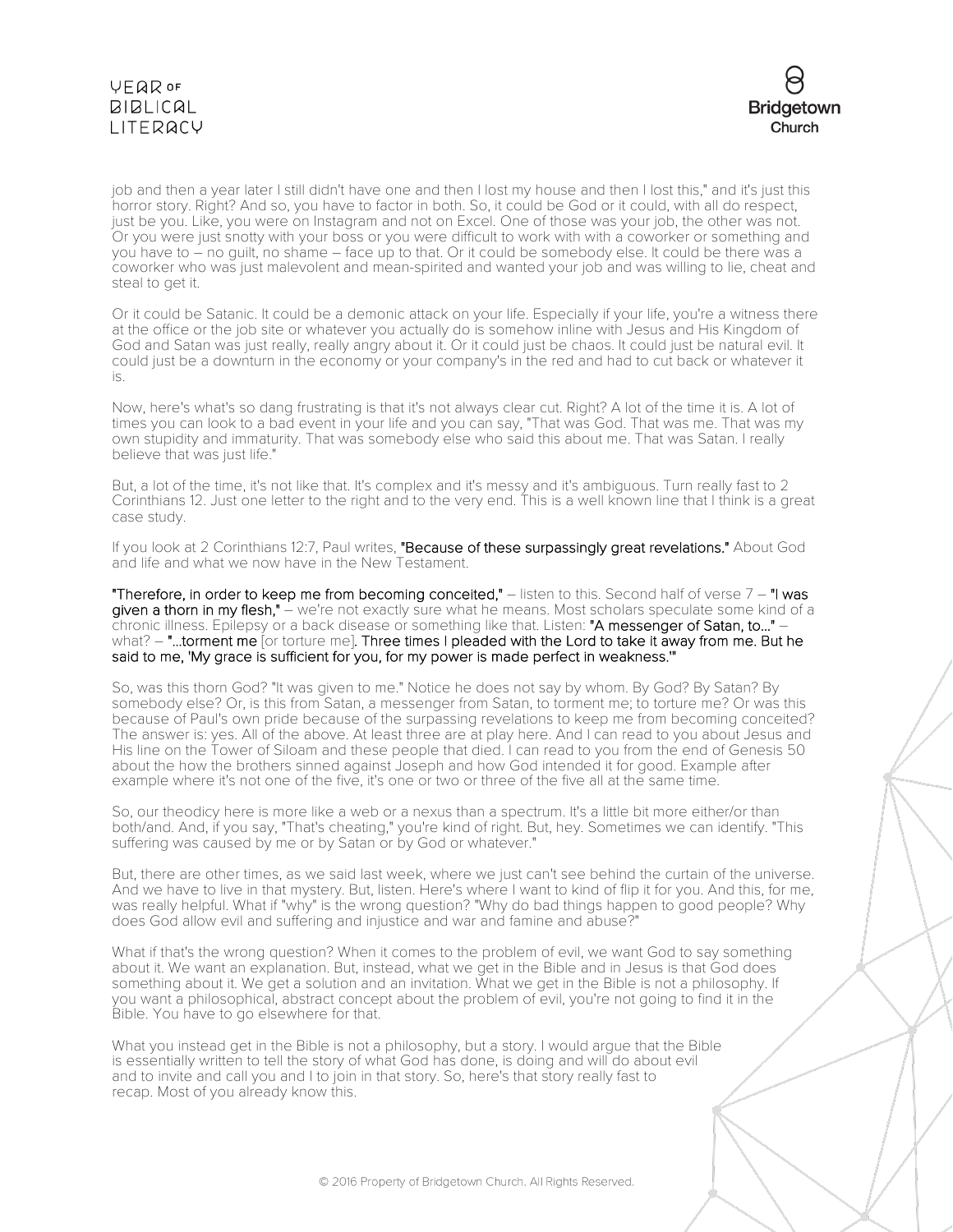job and then a year later I still didn't have one and then I lost my house and then I lost this," and it's just this horror story. Right? And so, you have to factor in both. So, it could be God or it could, with all do respect, just be you. Like, you were on Instagram and not on Excel. One of those was your job, the other was not. Or you were just snotty with your boss or you were difficult to work with with a coworker or something and you have to – no guilt, no shame – face up to that. Or it could be somebody else. It could be there was a coworker who was just malevolent and mean-spirited and wanted your job and was willing to lie, cheat and steal to get it.

Or it could be Satanic. It could be a demonic attack on your life. Especially if your life, you're a witness there at the office or the job site or whatever you actually do is somehow inline with Jesus and His Kingdom of God and Satan was just really, really angry about it. Or it could just be chaos. It could just be natural evil. It could just be a downturn in the economy or your company's in the red and had to cut back or whatever it is.

Now, here's what's so dang frustrating is that it's not always clear cut. Right? A lot of the time it is. A lot of times you can look to a bad event in your life and you can say, "That was God. That was me. That was my own stupidity and immaturity. That was somebody else who said this about me. That was Satan. I really believe that was just life."

But, a lot of the time, it's not like that. It's complex and it's messy and it's ambiguous. Turn really fast to 2 Corinthians 12. Just one letter to the right and to the very end. This is a well known line that I think is a great case study.

If you look at 2 Corinthians 12:7, Paul writes, **"Because of these surpassingly great revelations."** About God and life and what we now have in the New Testament.

**"Therefore, in order to keep me from becoming conceited,"** – listen to this. Second half of verse 7 – **"I was given a thorn in my flesh,"** – we're not exactly sure what he means. Most scholars speculate some kind of a chronic illness. Epilepsy or a back disease or something like that. Listen: **"A messenger of Satan, to…"** – what? – **"…torment me** [or torture me]**. Three times I pleaded with the Lord to take it away from me. But he said to me, 'My grace is sufficient for you, for my power is made perfect in weakness.'"**

So, was this thorn God? "It was given to me." Notice he does not say by whom. By God? By Satan? By somebody else? Or, is this from Satan, a messenger from Satan, to torment me; to torture me? Or was this because of Paul's own pride because of the surpassing revelations to keep me from becoming conceited? The answer is: yes. All of the above. At least three are at play here. And I can read to you about Jesus and His line on the Tower of Siloam and these people that died. I can read to you from the end of Genesis 50 about the how the brothers sinned against Joseph and how God intended it for good. Example after example where it's not one of the five, it's one or two or three of the five all at the same time.

So, our theodicy here is more like a web or a nexus than a spectrum. It's a little bit more either/or than both/and. And, if you say, "That's cheating," you're kind of right. But, hey. Sometimes we can identify. "This suffering was caused by me or by Satan or by God or whatever."

But, there are other times, as we said last week, where we just can't see behind the curtain of the universe. And we have to live in that mystery. But, listen. Here's where I want to kind of flip it for you. And this, for me, was really helpful. What if "why" is the wrong question? "Why do bad things happen to good people? Why does God allow evil and suffering and injustice and war and famine and abuse?"

What if that's the wrong question? When it comes to the problem of evil, we want God to say something about it. We want an explanation. But, instead, what we get in the Bible and in Jesus is that God does something about it. We get a solution and an invitation. What we get in the Bible is not a philosophy. If you want a philosophical, abstract concept about the problem of evil, you're not going to find it in the Bible. You have to go elsewhere for that.

What you instead get in the Bible is not a philosophy, but a story. I would argue that the Bible is essentially written to tell the story of what God has done, is doing and will do about evil and to invite and call you and I to join in that story. So, here's that story really fast to recap. Most of you already know this.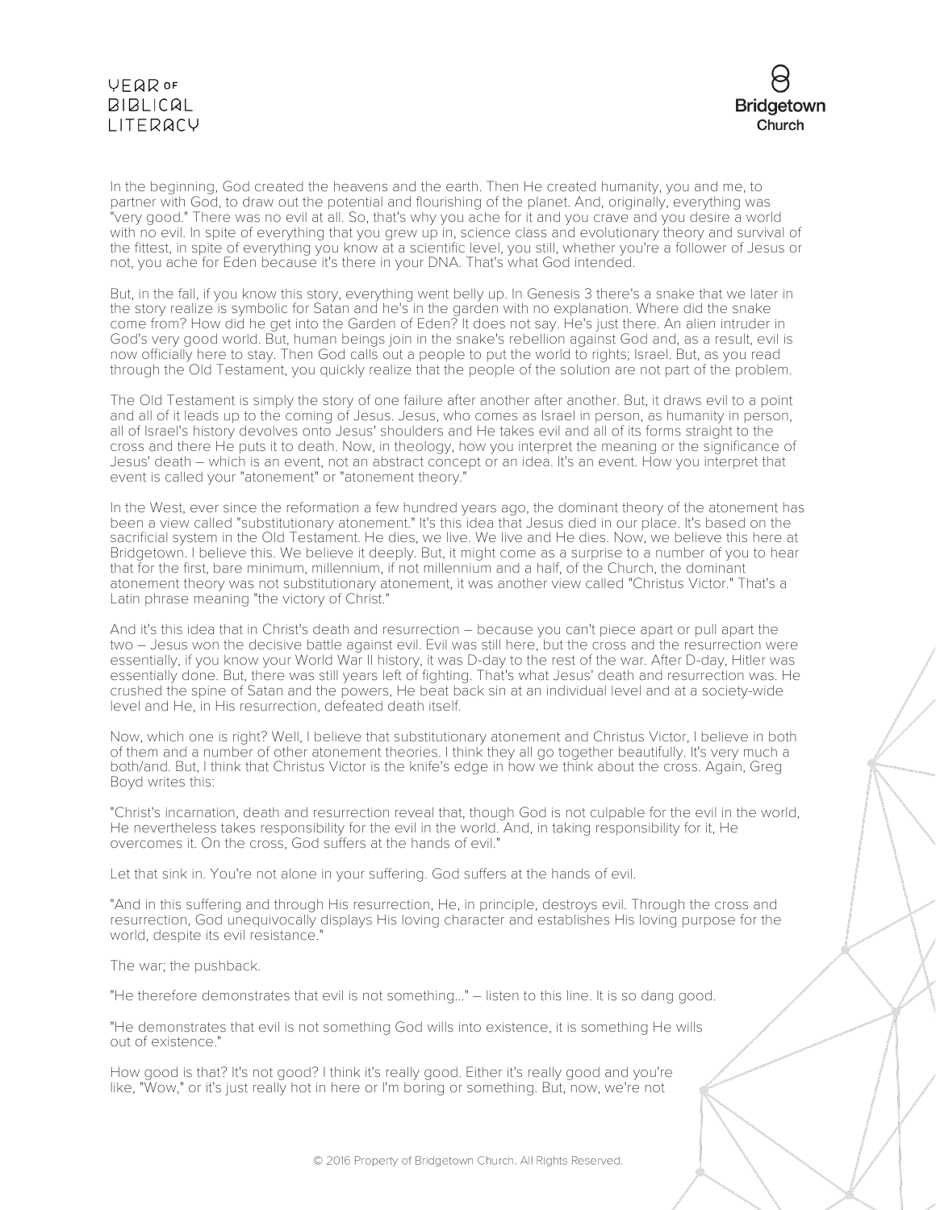In the beginning, God created the heavens and the earth. Then He created humanity, you and me, to partner with God, to draw out the potential and flourishing of the planet. And, originally, everything was "very good." There was no evil at all. So, that's why you ache for it and you crave and you desire a world with no evil. In spite of everything that you grew up in, science class and evolutionary theory and survival of the fittest, in spite of everything you know at a scientific level, you still, whether you're a follower of Jesus or not, you ache for Eden because it's there in your DNA. That's what God intended.

But, in the fall, if you know this story, everything went belly up. In Genesis 3 there's a snake that we later in the story realize is symbolic for Satan and he's in the garden with no explanation. Where did the snake come from? How did he get into the Garden of Eden? It does not say. He's just there. An alien intruder in God's very good world. But, human beings join in the snake's rebellion against God and, as a result, evil is now officially here to stay. Then God calls out a people to put the world to rights; Israel. But, as you read through the Old Testament, you quickly realize that the people of the solution are not part of the problem.

The Old Testament is simply the story of one failure after another after another. But, it draws evil to a point and all of it leads up to the coming of Jesus. Jesus, who comes as Israel in person, as humanity in person, all of Israel's history devolves onto Jesus' shoulders and He takes evil and all of its forms straight to the cross and there He puts it to death. Now, in theology, how you interpret the meaning or the significance of Jesus' death – which is an event, not an abstract concept or an idea. It's an event. How you interpret that event is called your "atonement" or "atonement theory."

In the West, ever since the reformation a few hundred years ago, the dominant theory of the atonement has been a view called "substitutionary atonement." It's this idea that Jesus died in our place. It's based on the sacrificial system in the Old Testament. He dies, we live. We live and He dies. Now, we believe this here at Bridgetown. I believe this. We believe it deeply. But, it might come as a surprise to a number of you to hear that for the first, bare minimum, millennium, if not millennium and a half, of the Church, the dominant atonement theory was not substitutionary atonement, it was another view called "Christus Victor." That's a Latin phrase meaning "the victory of Christ."

And it's this idea that in Christ's death and resurrection – because you can't piece apart or pull apart the two – Jesus won the decisive battle against evil. Evil was still here, but the cross and the resurrection were essentially, if you know your World War II history, it was D-day to the rest of the war. After D-day, Hitler was essentially done. But, there was still years left of fighting. That's what Jesus' death and resurrection was. He crushed the spine of Satan and the powers, He beat back sin at an individual level and at a society-wide level and He, in His resurrection, defeated death itself.

Now, which one is right? Well, I believe that substitutionary atonement and Christus Victor, I believe in both of them and a number of other atonement theories. I think they all go together beautifully. It's very much a both/and. But, I think that Christus Victor is the knife's edge in how we think about the cross. Again, Greg Boyd writes this:

"Christ's incarnation, death and resurrection reveal that, though God is not culpable for the evil in the world, He nevertheless takes responsibility for the evil in the world. And, in taking responsibility for it, He overcomes it. On the cross, God suffers at the hands of evil."

Let that sink in. You're not alone in your suffering. God suffers at the hands of evil.

"And in this suffering and through His resurrection, He, in principle, destroys evil. Through the cross and resurrection, God unequivocally displays His loving character and establishes His loving purpose for the world, despite its evil resistance."

The war; the pushback.

"He therefore demonstrates that evil is not something..." – listen to this line. It is so dang good.

"He demonstrates that evil is not something God wills into existence, it is something He wills out of existence."

How good is that? It's not good? I think it's really good. Either it's really good and you're like, "Wow," or it's just really hot in here or I'm boring or something. But, now, we're not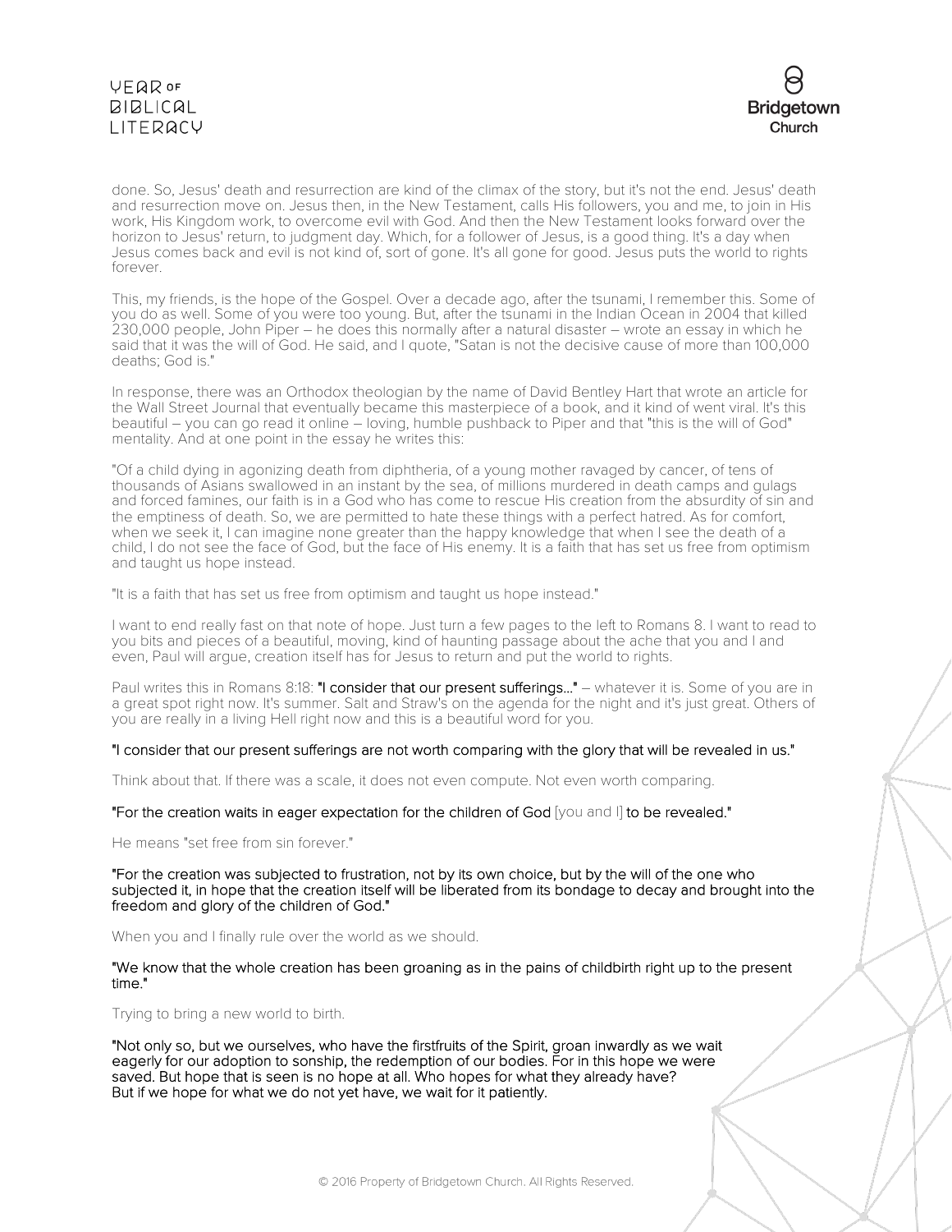done. So, Jesus' death and resurrection are kind of the climax of the story, but it's not the end. Jesus' death and resurrection move on. Jesus then, in the New Testament, calls His followers, you and me, to join in His work, His Kingdom work, to overcome evil with God. And then the New Testament looks forward over the horizon to Jesus' return, to judgment day. Which, for a follower of Jesus, is a good thing. It's a day when Jesus comes back and evil is not kind of, sort of gone. It's all gone for good. Jesus puts the world to rights forever.

This, my friends, is the hope of the Gospel. Over a decade ago, after the tsunami, I remember this. Some of you do as well. Some of you were too young. But, after the tsunami in the Indian Ocean in 2004 that killed 230,000 people, John Piper – he does this normally after a natural disaster – wrote an essay in which he said that it was the will of God. He said, and I quote, "Satan is not the decisive cause of more than 100,000 deaths; God is."

In response, there was an Orthodox theologian by the name of David Bentley Hart that wrote an article for the Wall Street Journal that eventually became this masterpiece of a book, and it kind of went viral. It's this beautiful – you can go read it online – loving, humble pushback to Piper and that "this is the will of God" mentality. And at one point in the essay he writes this:

"Of a child dying in agonizing death from diphtheria, of a young mother ravaged by cancer, of tens of thousands of Asians swallowed in an instant by the sea, of millions murdered in death camps and gulags and forced famines, our faith is in a God who has come to rescue His creation from the absurdity of sin and the emptiness of death. So, we are permitted to hate these things with a perfect hatred. As for comfort, when we seek it, I can imagine none greater than the happy knowledge that when I see the death of a child, I do not see the face of God, but the face of His enemy. It is a faith that has set us free from optimism and taught us hope instead.

"It is a faith that has set us free from optimism and taught us hope instead."

I want to end really fast on that note of hope. Just turn a few pages to the left to Romans 8. I want to read to you bits and pieces of a beautiful, moving, kind of haunting passage about the ache that you and I and even, Paul will argue, creation itself has for Jesus to return and put the world to rights.

Paul writes this in Romans 8:18: **"I consider that our present sufferings..."** – whatever it is. Some of you are in a great spot right now. It's summer. Salt and Straw's on the agenda for the night and it's just great. Others of you are really in a living Hell right now and this is a beautiful word for you.

**"I consider that our present sufferings are not worth comparing with the glory that will be revealed in us."**

Think about that. If there was a scale, it does not even compute. Not even worth comparing.

**"For the creation waits in eager expectation for the children of God** [you and I] **to be revealed."**

He means "set free from sin forever."

**"For the creation was subjected to frustration, not by its own choice, but by the will of the one who subjected it, in hope that the creation itself will be liberated from its bondage to decay and brought into the freedom and glory of the children of God."**

When you and I finally rule over the world as we should.

**"We know that the whole creation has been groaning as in the pains of childbirth right up to the present time."**

Trying to bring a new world to birth.

**"Not only so, but we ourselves, who have the firstfruits of the Spirit, groan inwardly as we wait eagerly for our adoption to sonship, the redemption of our bodies. For in this hope we were saved. But hope that is seen is no hope at all. Who hopes for what they already have? But if we hope for what we do not yet have, we wait for it patiently.**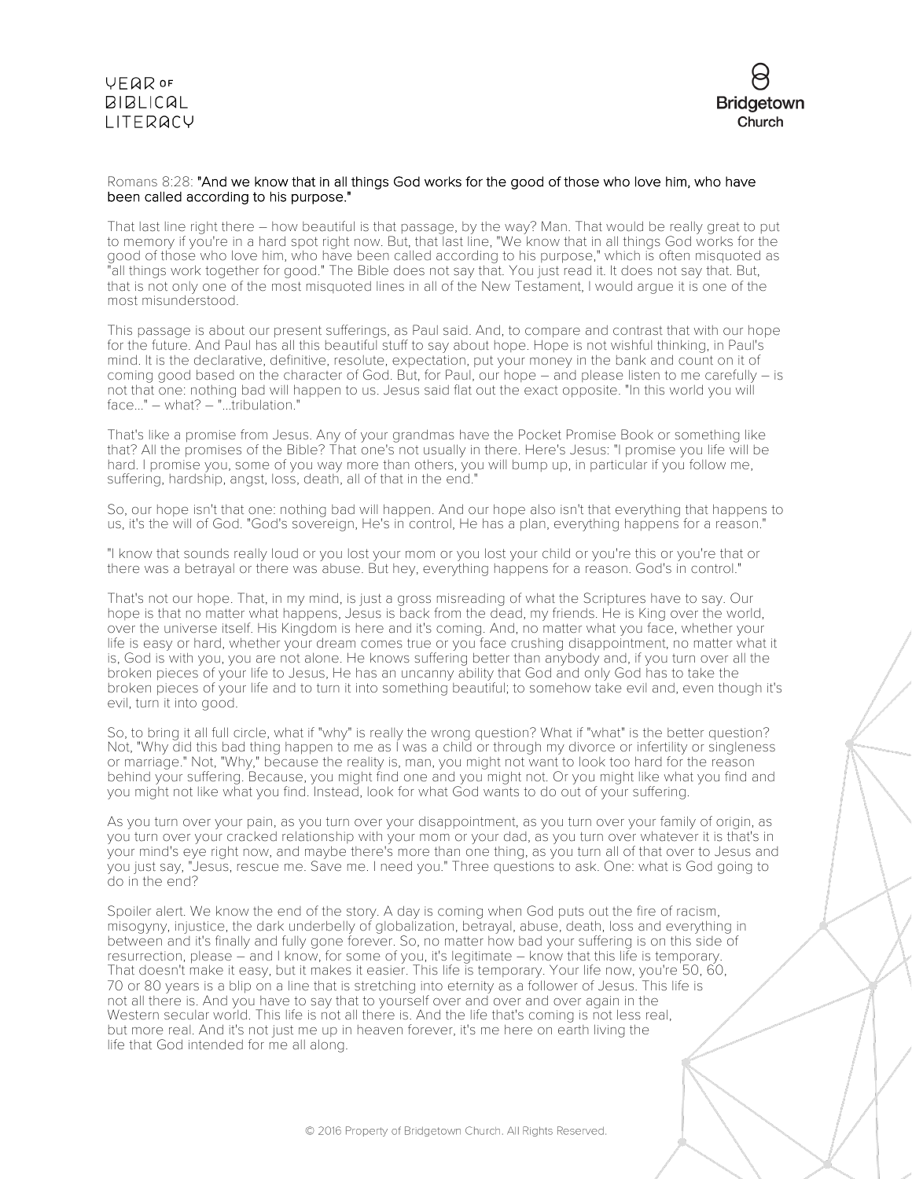Romans 8:28: **"And we know that in all things God works for the good of those who love him, who have been called according to his purpose."**

That last line right there – how beautiful is that passage, by the way? Man. That would be really great to put to memory if you're in a hard spot right now. But, that last line, "We know that in all things God works for the good of those who love him, who have been called according to his purpose," which is often misquoted as "all things work together for good." The Bible does not say that. You just read it. It does not say that. But, that is not only one of the most misquoted lines in all of the New Testament, I would argue it is one of the most misunderstood.

This passage is about our present sufferings, as Paul said. And, to compare and contrast that with our hope for the future. And Paul has all this beautiful stuff to say about hope. Hope is not wishful thinking, in Paul's mind. It is the declarative, definitive, resolute, expectation, put your money in the bank and count on it of coming good based on the character of God. But, for Paul, our hope – and please listen to me carefully – is not that one: nothing bad will happen to us. Jesus said flat out the exact opposite. "In this world you will face..." – what? – "...tribulation."

That's like a promise from Jesus. Any of your grandmas have the Pocket Promise Book or something like that? All the promises of the Bible? That one's not usually in there. Here's Jesus: "I promise you life will be hard. I promise you, some of you way more than others, you will bump up, in particular if you follow me, suffering, hardship, angst, loss, death, all of that in the end."

So, our hope isn't that one: nothing bad will happen. And our hope also isn't that everything that happens to us, it's the will of God. "God's sovereign, He's in control, He has a plan, everything happens for a reason."

"I know that sounds really loud or you lost your mom or you lost your child or you're this or you're that or there was a betrayal or there was abuse. But hey, everything happens for a reason. God's in control."

That's not our hope. That, in my mind, is just a gross misreading of what the Scriptures have to say. Our hope is that no matter what happens, Jesus is back from the dead, my friends. He is King over the world, over the universe itself. His Kingdom is here and it's coming. And, no matter what you face, whether your life is easy or hard, whether your dream comes true or you face crushing disappointment, no matter what it is, God is with you, you are not alone. He knows suffering better than anybody and, if you turn over all the broken pieces of your life to Jesus, He has an uncanny ability that God and only God has to take the broken pieces of your life and to turn it into something beautiful; to somehow take evil and, even though it's evil, turn it into good.

So, to bring it all full circle, what if "why" is really the wrong question? What if "what" is the better question? Not, "Why did this bad thing happen to me as I was a child or through my divorce or infertility or singleness or marriage." Not, "Why," because the reality is, man, you might not want to look too hard for the reason behind your suffering. Because, you might find one and you might not. Or you might like what you find and you might not like what you find. Instead, look for what God wants to do out of your suffering.

As you turn over your pain, as you turn over your disappointment, as you turn over your family of origin, as you turn over your cracked relationship with your mom or your dad, as you turn over whatever it is that's in your mind's eye right now, and maybe there's more than one thing, as you turn all of that over to Jesus and you just say, "Jesus, rescue me. Save me. I need you." Three questions to ask. One: what is God going to do in the end?

Spoiler alert. We know the end of the story. A day is coming when God puts out the fire of racism, misogyny, injustice, the dark underbelly of globalization, betrayal, abuse, death, loss and everything in between and it's finally and fully gone forever. So, no matter how bad your suffering is on this side of resurrection, please – and I know, for some of you, it's legitimate – know that this life is temporary. That doesn't make it easy, but it makes it easier. This life is temporary. Your life now, you're 50, 60, 70 or 80 years is a blip on a line that is stretching into eternity as a follower of Jesus. This life is not all there is. And you have to say that to yourself over and over and over again in the Western secular world. This life is not all there is. And the life that's coming is not less real, but more real. And it's not just me up in heaven forever, it's me here on earth living the life that God intended for me all along.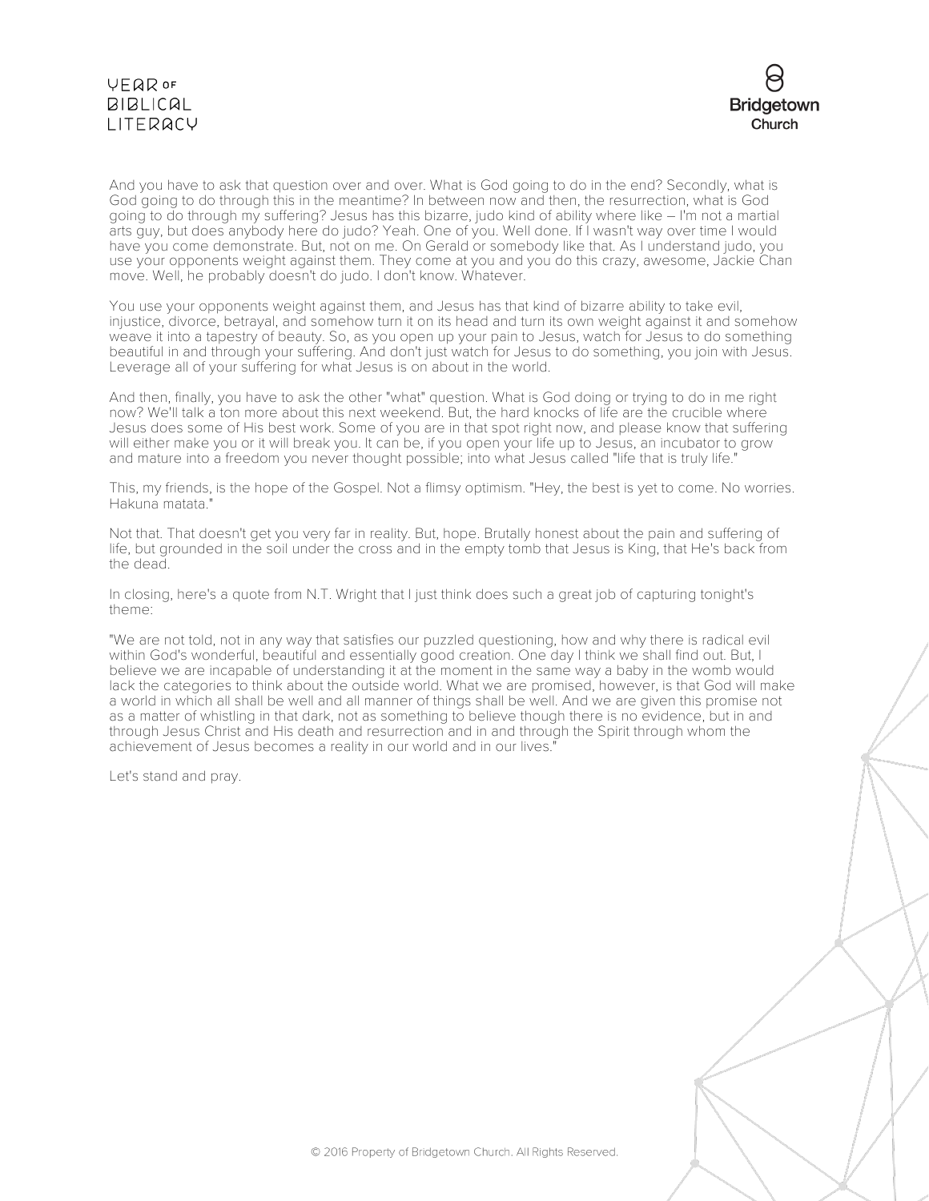And you have to ask that question over and over. What is God going to do in the end? Secondly, what is God going to do through this in the meantime? In between now and then, the resurrection, what is God going to do through my suffering? Jesus has this bizarre, judo kind of ability where like – I'm not a martial arts guy, but does anybody here do judo? Yeah. One of you. Well done. If I wasn't way over time I would have you come demonstrate. But, not on me. On Gerald or somebody like that. As I understand judo, you use your opponents weight against them. They come at you and you do this crazy, awesome, Jackie Chan move. Well, he probably doesn't do judo. I don't know. Whatever.

You use your opponents weight against them, and Jesus has that kind of bizarre ability to take evil, injustice, divorce, betrayal, and somehow turn it on its head and turn its own weight against it and somehow weave it into a tapestry of beauty. So, as you open up your pain to Jesus, watch for Jesus to do something beautiful in and through your suffering. And don't just watch for Jesus to do something, you join with Jesus. Leverage all of your suffering for what Jesus is on about in the world.

And then, finally, you have to ask the other "what" question. What is God doing or trying to do in me right now? We'll talk a ton more about this next weekend. But, the hard knocks of life are the crucible where Jesus does some of His best work. Some of you are in that spot right now, and please know that suffering will either make you or it will break you. It can be, if you open your life up to Jesus, an incubator to grow and mature into a freedom you never thought possible; into what Jesus called "life that is truly life."

This, my friends, is the hope of the Gospel. Not a flimsy optimism. "Hey, the best is yet to come. No worries. Hakuna matata."

Not that. That doesn't get you very far in reality. But, hope. Brutally honest about the pain and suffering of life, but grounded in the soil under the cross and in the empty tomb that Jesus is King, that He's back from the dead.

In closing, here's a quote from N.T. Wright that I just think does such a great job of capturing tonight's theme:

"We are not told, not in any way that satisfies our puzzled questioning, how and why there is radical evil within God's wonderful, beautiful and essentially good creation. One day I think we shall find out. But, I believe we are incapable of understanding it at the moment in the same way a baby in the womb would lack the categories to think about the outside world. What we are promised, however, is that God will make a world in which all shall be well and all manner of things shall be well. And we are given this promise not as a matter of whistling in that dark, not as something to believe though there is no evidence, but in and through Jesus Christ and His death and resurrection and in and through the Spirit through whom the achievement of Jesus becomes a reality in our world and in our lives."

Let's stand and pray.